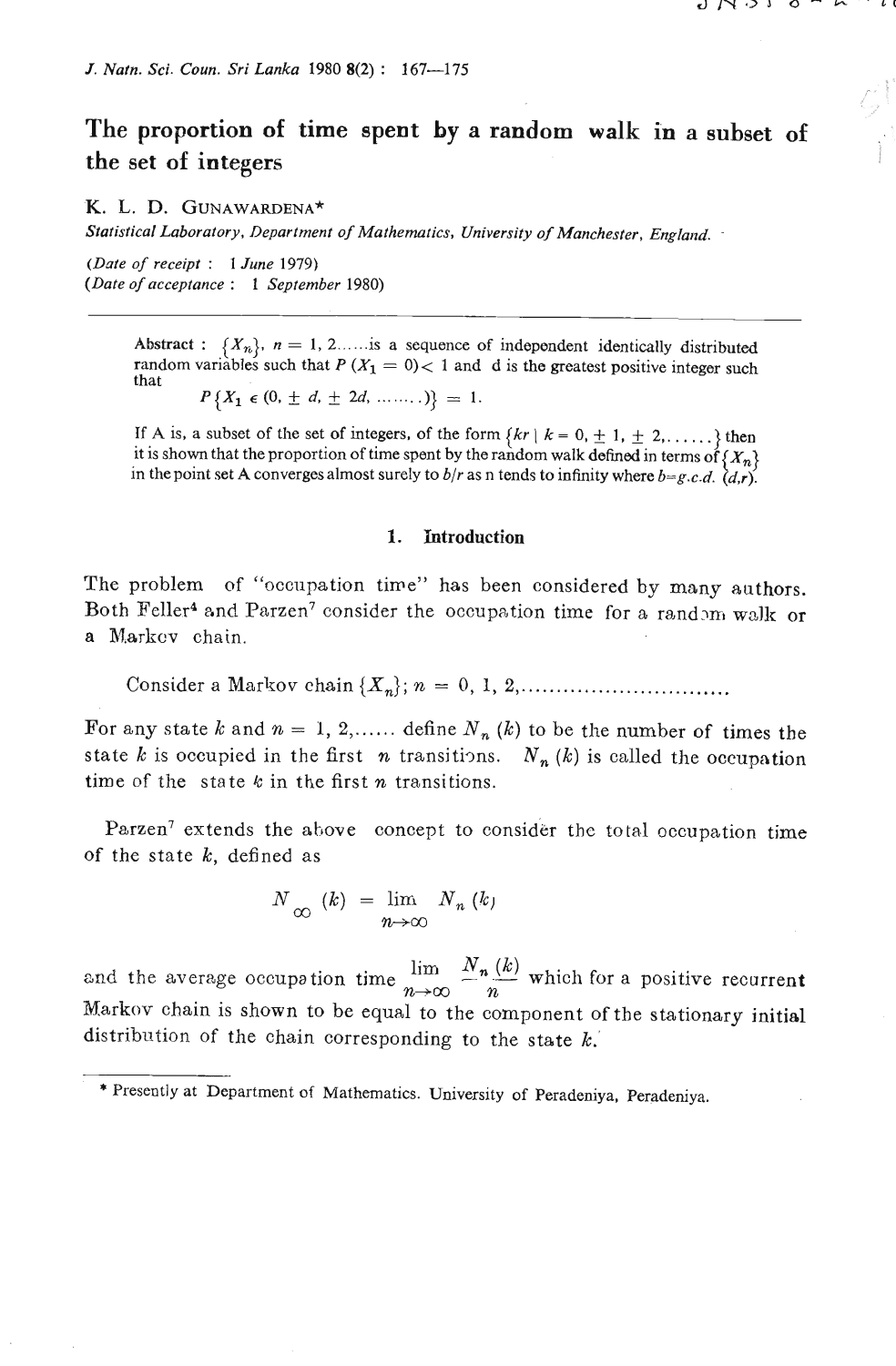# The proportion of time spent by a random walk in a subset of the set of integers

K. L. D. GUNAWARDENA*

*Statistical Laboratory, Department of Mathematics, University of Manchester, England.*

*(Date of receipt : 1 June 1979)*
*(Date of acceptance : 1 September 1980)*

---

**Abstract :** $\{X_n\}$, $n = 1, 2......$is a sequence of independent identically distributed random variables such that $P(X_1 = 0) < 1$ and d is the greatest positive integer such that

$$P\{X_1 \in (0, \pm d, \pm 2d, ........)\} = 1.$$

If A is, a subset of the set of integers, of the form $\{kr \mid k = 0, \pm 1, \pm 2, ......\}$ then it is shown that the proportion of time spent by the random walk defined in terms of $\{X_n\}$ in the point set A converges almost surely to $b/r$ as n tends to infinity where $b$=g.c.d. $(d,r)$.

## 1. Introduction

The problem of "occupation time" has been considered by many authors. Both Feller[4] and Parzen[7] consider the occupation time for a random walk or a Markov chain.

Consider a Markov chain $\{X_n\}$; $n = 0, 1, 2,.............................$

For any state $k$ and $n = 1, 2,......$ define $N_n(k)$ to be the number of times the state $k$ is occupied in the first $n$ transitions. $N_n(k)$ is called the occupation time of the state $k$ in the first $n$ transitions.

Parzen[7] extends the above concept to consider the total occupation time of the state $k$, defined as

$$N_\infty(k) = \lim_{n\to\infty} N_n(k)$$

and the average occupation time $\lim_{n\to\infty} \frac{N_n(k)}{n}$ which for a positive recurrent Markov chain is shown to be equal to the component of the stationary initial distribution of the chain corresponding to the state $k$.

* Presently at Department of Mathematics. University of Peradeniya, Peradeniya.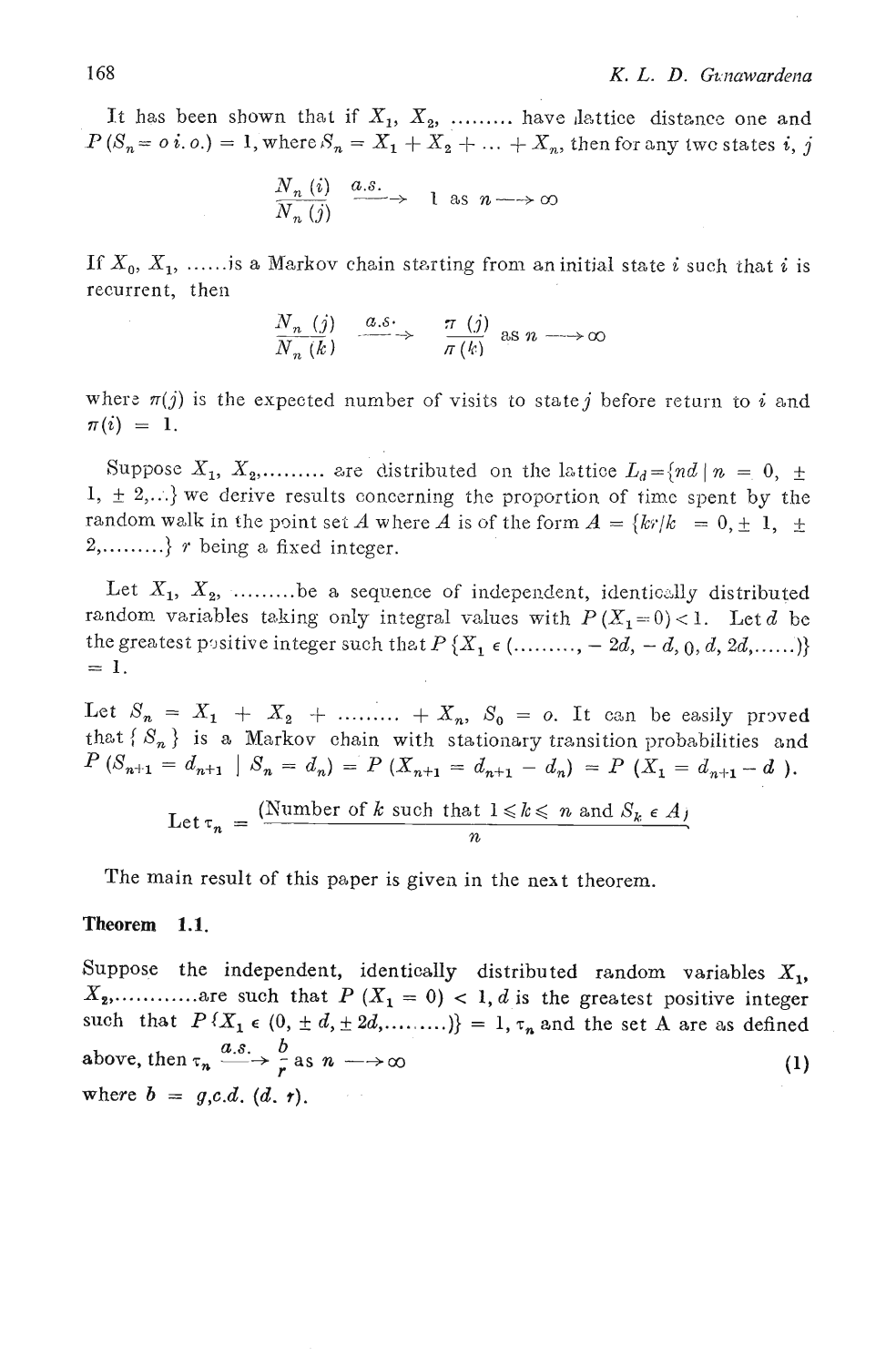It has been shown that if $X_1, X_2, \ldots\ldots\ldots$ have lattice distance one and $P(S_n = o \ i.o.) = 1$, where $S_n = X_1 + X_2 + \ldots + X_n$, then for any two states $i, j$

$$\frac{N_n(i)}{N_n(j)} \xrightarrow{a.s.} 1 \text{ as } n \longrightarrow \infty$$

If $X_0, X_1, \ldots\ldots$ is a Markov chain starting from an initial state $i$ such that $i$ is recurrent, then

$$\frac{N_n(j)}{N_n(k)} \xrightarrow{a.s.} \frac{\pi(j)}{\pi(k)} \text{ as } n \longrightarrow \infty$$

where $\pi(j)$ is the expected number of visits to state $j$ before return to $i$ and $\pi(i) = 1$.

Suppose $X_1, X_2, \ldots\ldots\ldots$ are distributed on the lattice $L_d = \{nd \mid n = 0, \pm 1, \pm 2, \ldots\}$ we derive results concerning the proportion of time spent by the random walk in the point set $A$ where $A$ is of the form $A = \{kr/k = 0, \pm 1, \pm 2, \ldots\ldots\ldots\}$ $r$ being a fixed integer.

Let $X_1, X_2, \ldots\ldots\ldots$ be a sequence of independent, identically distributed random variables taking only integral values with $P(X_1 = 0) < 1$. Let $d$ be the greatest positive integer such that $P\{X_1 \in (\ldots\ldots\ldots, -2d, -d, 0, d, 2d, \ldots\ldots)\} = 1$.

Let $S_n = X_1 + X_2 + \ldots\ldots\ldots + X_n$, $S_0 = o$. It can be easily proved that $\{S_n\}$ is a Markov chain with stationary transition probabilities and $P(S_{n+1} = d_{n+1} \mid S_n = d_n) = P(X_{n+1} = d_{n+1} - d_n) = P(X_1 = d_{n+1} - d)$.

$$\text{Let } \tau_n = \frac{(\text{Number of } k \text{ such that } 1 \leqslant k \leqslant n \text{ and } S_k \in A)}{n}$$

The main result of this paper is given in the next theorem.

**Theorem 1.1.**

Suppose the independent, identically distributed random variables $X_1, X_2, \ldots\ldots\ldots\ldots$ are such that $P(X_1 = 0) < 1$, $d$ is the greatest positive integer such that $P\{X_1 \in (0, \pm d, \pm 2d, \ldots\ldots\ldots)\} = 1$, $\tau_n$ and the set A are as defined above, then $\tau_n \xrightarrow{a.s.} \frac{b}{r}$ as $n \longrightarrow \infty$ (1)

where $b = g.c.d.\ (d, r)$.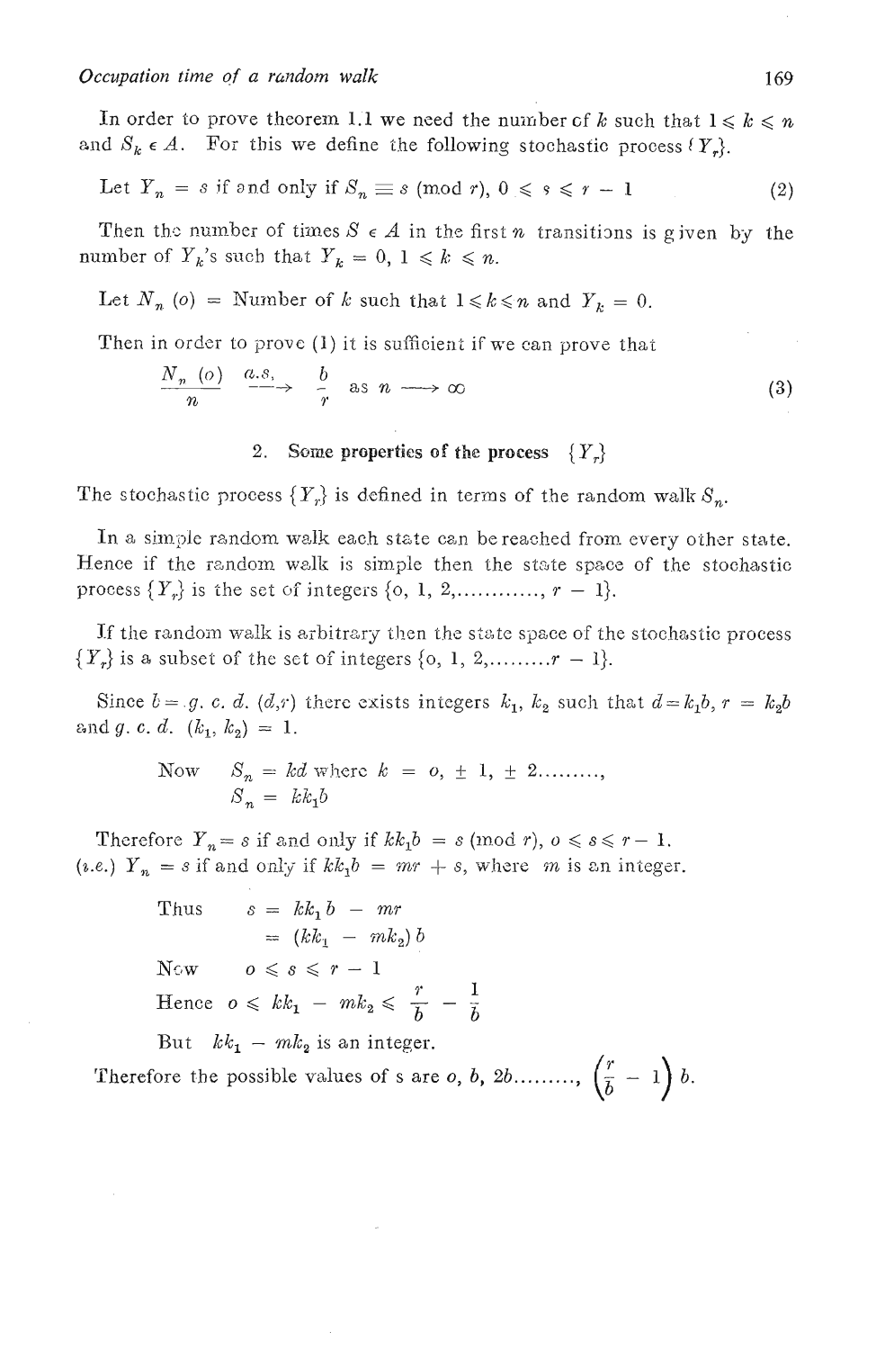In order to prove theorem 1.1 we need the number of $k$ such that $1 \leqslant k \leqslant n$ and $S_k \in A$. For this we define the following stochastic process $\{Y_r\}$.

Let $Y_n = s$ if and only if $S_n \equiv s \pmod{r}$, $0 \leqslant s \leqslant r - 1$ (2)

Then the number of times $S \in A$ in the first $n$ transitions is given by the number of $Y_k$'s such that $Y_k = 0$, $1 \leqslant k \leqslant n$.

Let $N_n(o)$ = Number of $k$ such that $1 \leqslant k \leqslant n$ and $Y_k = 0$.

Then in order to prove (1) it is sufficient if we can prove that

$$\frac{N_n(o)}{n} \xrightarrow{a.s.} \frac{b}{r} \quad \text{as } n \longrightarrow \infty \tag{3}$$

## 2. Some properties of the process $\{Y_r\}$

The stochastic process $\{Y_r\}$ is defined in terms of the random walk $S_n$.

In a simple random walk each state can be reached from every other state. Hence if the random walk is simple then the state space of the stochastic process $\{Y_r\}$ is the set of integers $\{o, 1, 2, \ldots\ldots\ldots\ldots, r-1\}$.

If the random walk is arbitrary then the state space of the stochastic process $\{Y_r\}$ is a subset of the set of integers $\{o, 1, 2, \ldots\ldots\ldots r - 1\}$.

Since $b = g.\,c.\,d.\,(d, r)$ there exists integers $k_1$, $k_2$ such that $d = k_1 b$, $r = k_2 b$ and $g.\,c.\,d.\,(k_1, k_2) = 1$.

$$\text{Now} \quad S_n = kd \text{ where } k = o, \pm 1, \pm 2 \ldots\ldots\ldots,$$
$$S_n = kk_1 b$$

Therefore $Y_n = s$ if and only if $kk_1 b = s \pmod{r}$, $o \leqslant s \leqslant r - 1$.
(i.e.) $Y_n = s$ if and only if $kk_1 b = mr + s$, where $m$ is an integer.

$$\text{Thus} \quad s = kk_1 b - mr$$
$$= (kk_1 - mk_2)\, b$$

$$\text{Now} \quad o \leqslant s \leqslant r - 1$$

$$\text{Hence} \quad o \leqslant kk_1 - mk_2 \leqslant \frac{r}{b} - \frac{1}{b}$$

But $kk_1 - mk_2$ is an integer.

Therefore the possible values of s are $o, b, 2b \ldots\ldots\ldots, \left(\frac{r}{b} - 1\right) b$.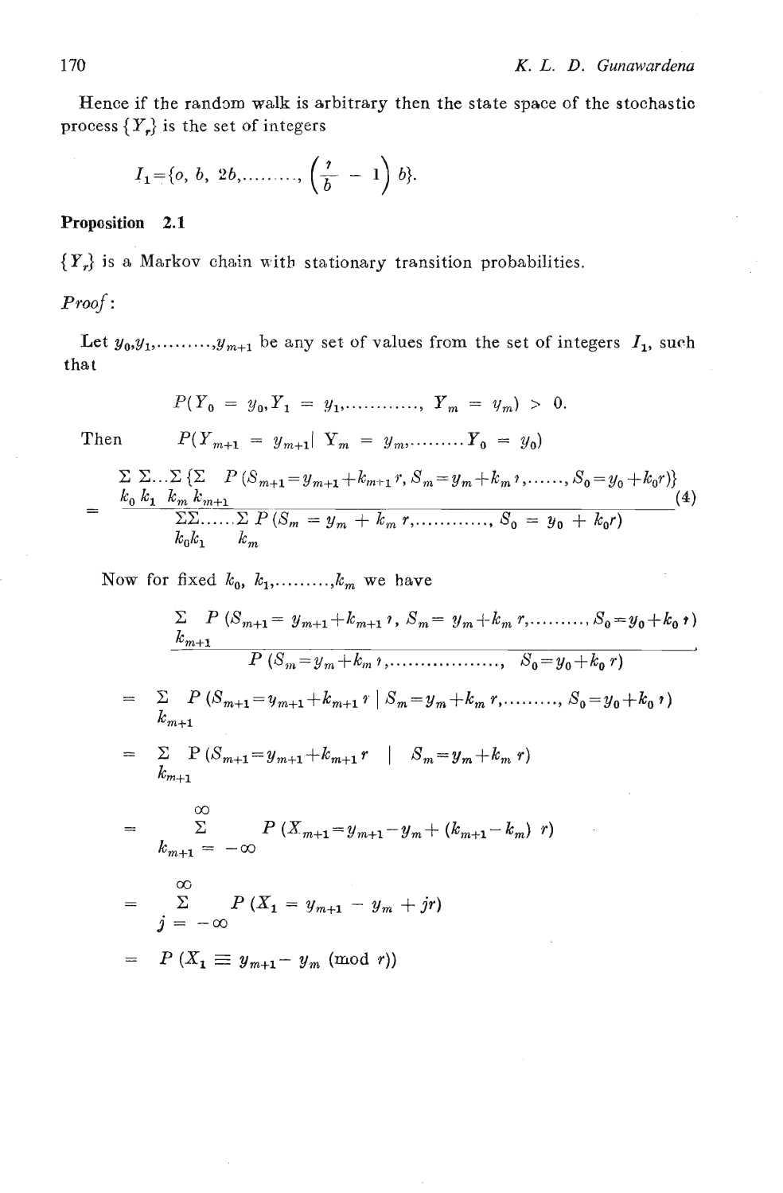Hence if the random walk is arbitrary then the state space of the stochastic process $\{Y_r\}$ is the set of integers

$$I_1 = \{o,\ b,\ 2b, \ldots\ldots\ldots, \left(\frac{r}{b} - 1\right) b\}.$$

**Proposition 2.1**

$\{Y_r\}$ is a Markov chain with stationary transition probabilities.

*Proof*:

Let $y_0, y_1, \ldots\ldots\ldots, y_{m+1}$ be any set of values from the set of integers $I_1$, such that

$$P(Y_0 = y_0, Y_1 = y_1, \ldots\ldots\ldots\ldots, Y_m = y_m) > 0.$$

Then $\quad P(Y_{m+1} = y_{m+1} | \ Y_m = y_m, \ldots\ldots\ldots Y_0 = y_0)$

$$= \frac{\sum\limits_{k_0} \sum\limits_{k_1} \ldots \sum\limits_{k_m} \{ \sum\limits_{k_{m+1}} P(S_{m+1} = y_{m+1} + k_{m+1} r,\ S_m = y_m + k_m r, \ldots\ldots, S_0 = y_0 + k_0 r)\}}{\sum\limits_{k_0} \sum\limits_{k_1} \ldots\ldots \sum\limits_{k_m} P(S_m = y_m + k_m r, \ldots\ldots\ldots\ldots, S_0 = y_0 + k_0 r)} \tag{4}$$

Now for fixed $k_0, k_1, \ldots\ldots\ldots, k_m$ we have

$$\frac{\sum\limits_{k_{m+1}} P(S_{m+1} = y_{m+1} + k_{m+1} r,\ S_m = y_m + k_m r, \ldots\ldots\ldots, S_0 = y_0 + k_0 r)}{P(S_m = y_m + k_m r, \ldots\ldots\ldots\ldots\ldots\ldots, S_0 = y_0 + k_0 r)}$$

$$= \sum_{k_{m+1}} P(S_{m+1} = y_{m+1} + k_{m+1} r \mid S_m = y_m + k_m r, \ldots\ldots\ldots, S_0 = y_0 + k_0 r)$$

$$= \sum_{k_{m+1}} P(S_{m+1} = y_{m+1} + k_{m+1} r \mid S_m = y_m + k_m r)$$

$$= \sum_{k_{m+1} = -\infty}^{\infty} P(X_{m+1} = y_{m+1} - y_m + (k_{m+1} - k_m)\ r)$$

$$= \sum_{j = -\infty}^{\infty} P(X_1 = y_{m+1} - y_m + jr)$$

$$= P(X_1 \equiv y_{m+1} - y_m \ (\text{mod } r))$$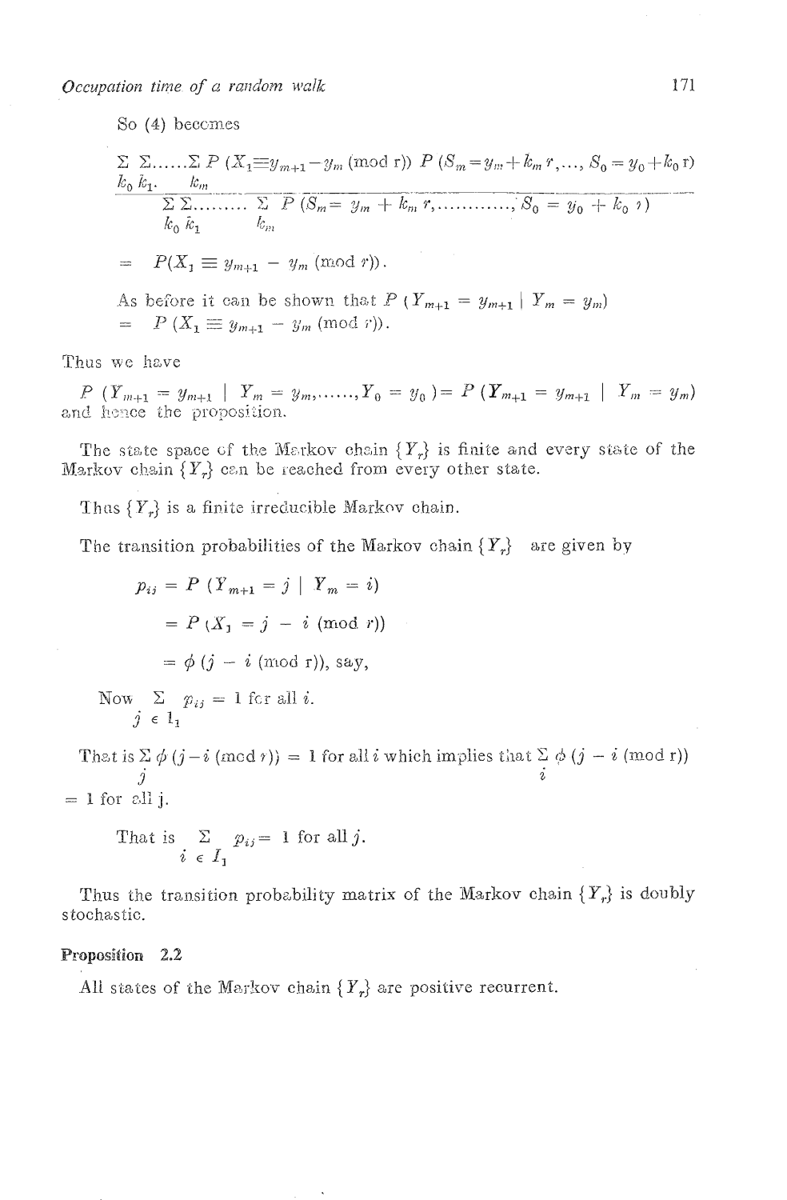So (4) becomes

$$\frac{\sum\limits_{k_0}\sum\limits_{k_1}\cdots\sum\limits_{k_m} P(X_1 \equiv y_{m+1} - y_m \ (\text{mod } r))\ P(S_m = y_m + k_m r, \ldots, S_0 = y_0 + k_0 r)}{\sum\limits_{k_0}\sum\limits_{k_1}\cdots\sum\limits_{k_m} P(S_m = y_m + k_m r, \ldots\ldots\ldots, S_0 = y_0 + k_0 r)}$$

$$= P(X_1 \equiv y_{m+1} - y_m \ (\text{mod } r)).$$

As before it can be shown that $P(Y_{m+1} = y_{m+1} \mid Y_m = y_m)$
$= P(X_1 \equiv y_{m+1} - y_m \ (\text{mod } r)).$

Thus we have

$P(Y_{m+1} = y_{m+1} \mid Y_m = y_m, \ldots\ldots, Y_0 = y_0) = P(Y_{m+1} = y_{m+1} \mid Y_m = y_m)$
and hence the proposition.

The state space of the Markov chain $\{Y_r\}$ is finite and every state of the Markov chain $\{Y_r\}$ can be reached from every other state.

Thus $\{Y_r\}$ is a finite irreducible Markov chain.

The transition probabilities of the Markov chain $\{Y_r\}$ are given by

$$p_{ij} = P(Y_{m+1} = j \mid Y_m = i)$$

$$= P(X_1 = j - i \ (\text{mod } r))$$

$$= \phi(j - i \ (\text{mod } r)), \text{ say,}$$

Now $\sum\limits_{j \in I_1} p_{ij} = 1$ for all $i$.

That is $\sum\limits_{j} \phi(j - i \ (\text{mod } r)) = 1$ for all $i$ which implies that $\sum\limits_{i} \phi(j - i \ (\text{mod } r)) = 1$ for all j.

That is $\sum\limits_{i \in I_1} p_{ij} = 1$ for all $j$.

Thus the transition probability matrix of the Markov chain $\{Y_r\}$ is doubly stochastic.

**Proposition 2.2**

All states of the Markov chain $\{Y_r\}$ are positive recurrent.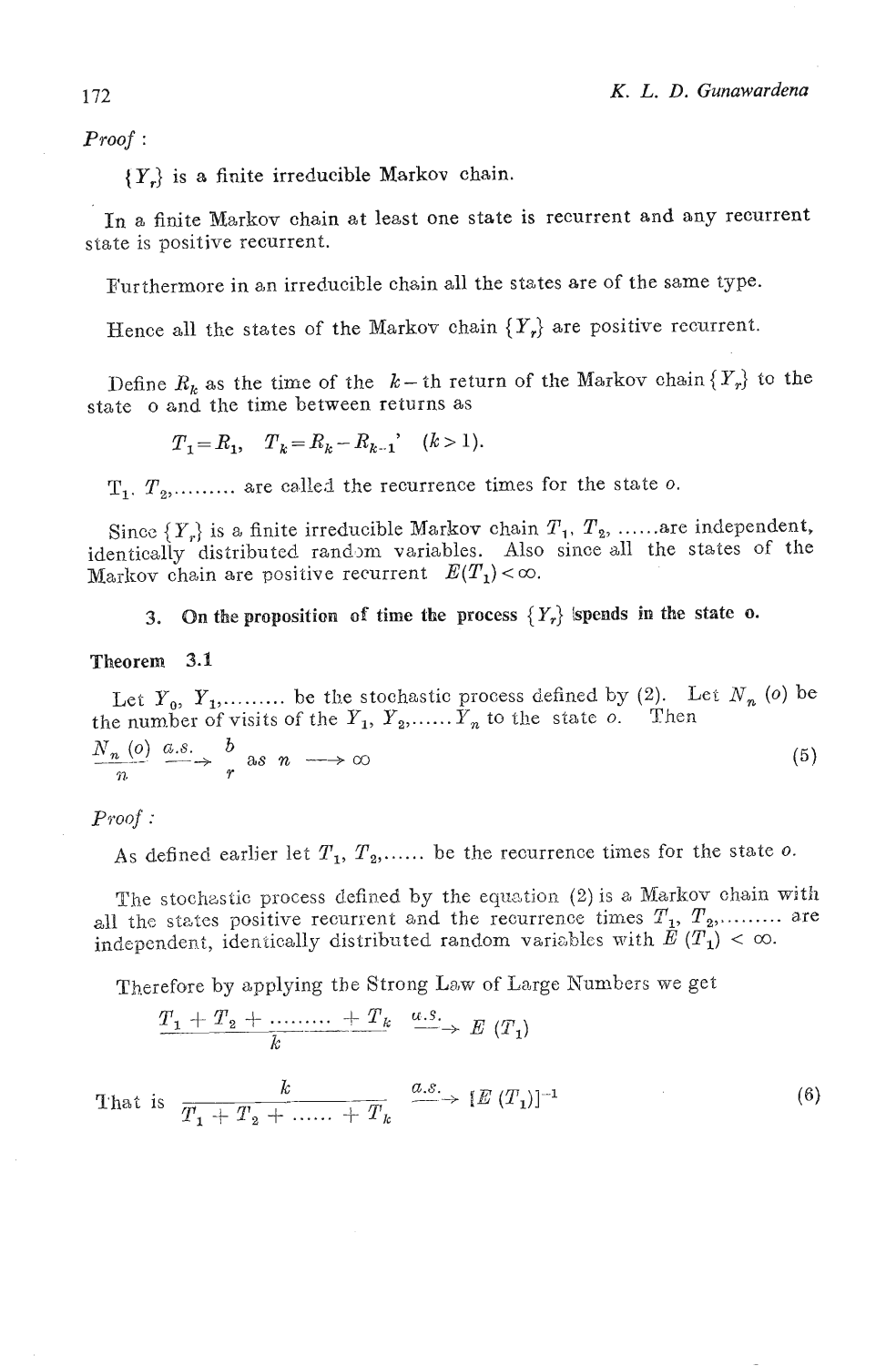*Proof* :

$\{Y_r\}$ is a finite irreducible Markov chain.

In a finite Markov chain at least one state is recurrent and any recurrent state is positive recurrent.

Furthermore in an irreducible chain all the states are of the same type.

Hence all the states of the Markov chain $\{Y_r\}$ are positive recurrent.

Define $R_k$ as the time of the $k$ – th return of the Markov chain $\{Y_r\}$ to the state o and the time between returns as

$$T_1 = R_1, \quad T_k = R_k - R_{k-1} \quad (k > 1).$$

$T_1, T_2, \ldots\ldots\ldots$ are called the recurrence times for the state $o$.

Since $\{Y_r\}$ is a finite irreducible Markov chain $T_1, T_2, \ldots\ldots$ are independent, identically distributed random variables. Also since all the states of the Markov chain are positive recurrent $E(T_1) < \infty$.

### 3. On the proposition of time the process $\{Y_r\}$ spends in the state o.

**Theorem 3.1**

Let $Y_0, Y_1, \ldots\ldots\ldots$ be the stochastic process defined by (2). Let $N_n(o)$ be the number of visits of the $Y_1, Y_2, \ldots\ldots Y_n$ to the state $o$. Then

$$\frac{N_n(o)}{n} \xrightarrow{a.s.} \frac{b}{r} \quad \text{as } n \longrightarrow \infty \tag{5}$$

*Proof* :

As defined earlier let $T_1, T_2, \ldots\ldots$ be the recurrence times for the state $o$.

The stochastic process defined by the equation (2) is a Markov chain with all the states positive recurrent and the recurrence times $T_1, T_2, \ldots\ldots\ldots$ are independent, identically distributed random variables with $E(T_1) < \infty$.

Therefore by applying the Strong Law of Large Numbers we get

$$\frac{T_1 + T_2 + \ldots\ldots\ldots + T_k}{k} \xrightarrow{a.s.} E(T_1)$$

That is
$$\frac{k}{T_1 + T_2 + \ldots\ldots + T_k} \xrightarrow{a.s.} [E(T_1)]^{-1} \tag{6}$$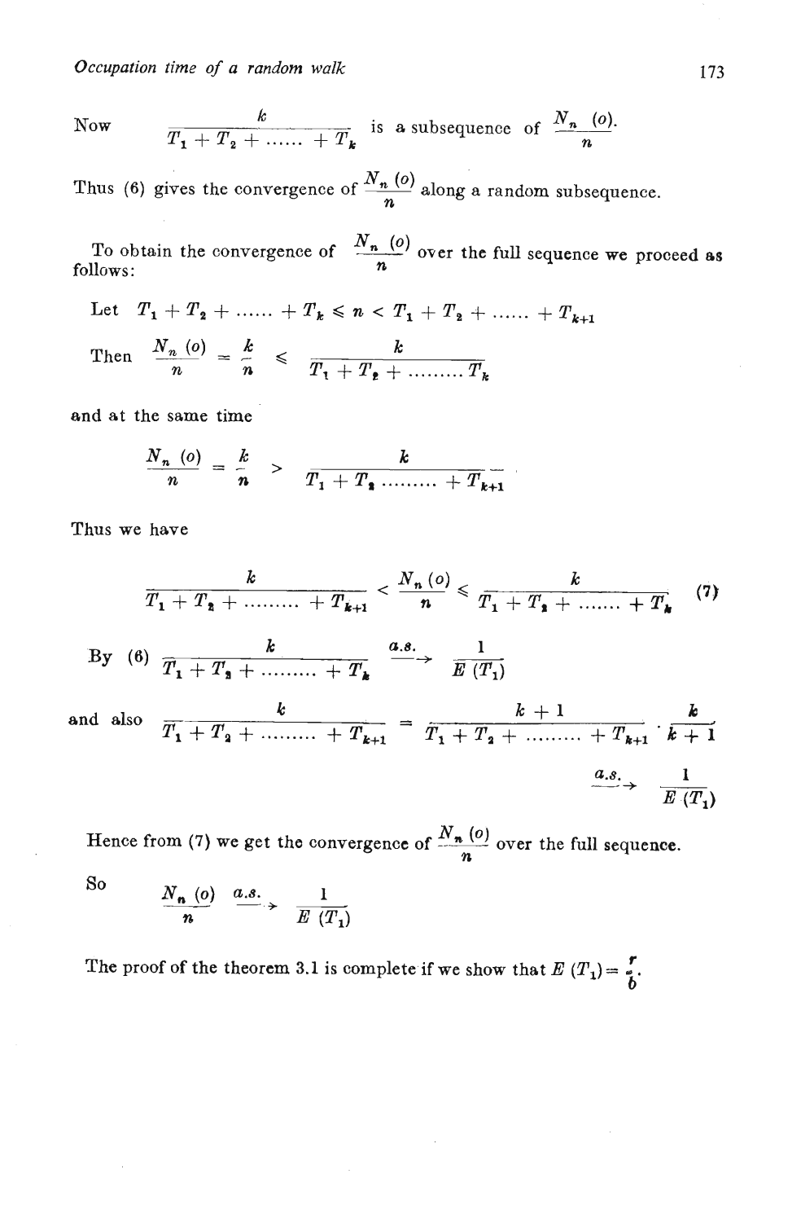Now $\dfrac{k}{T_1 + T_2 + \ldots\ldots + T_k}$ is a subsequence of $\dfrac{N_n\ (o)}{n}$.

Thus (6) gives the convergence of $\dfrac{N_n\ (o)}{n}$ along a random subsequence.

To obtain the convergence of $\dfrac{N_n\ (o)}{n}$ over the full sequence we proceed as follows:

Let $T_1 + T_2 + \ldots\ldots + T_k \leqslant n < T_1 + T_2 + \ldots\ldots + T_{k+1}$

Then $\dfrac{N_n\ (o)}{n} = \dfrac{k}{n} \leqslant \dfrac{k}{T_1 + T_2 + \ldots\ldots\ldots T_k}$

and at the same time

$$\frac{N_n\ (o)}{n} = \frac{k}{n} > \frac{k}{T_1 + T_2 \ldots\ldots\ldots + T_{k+1}}$$

Thus we have

$$\frac{k}{T_1 + T_2 + \ldots\ldots\ldots + T_{k+1}} < \frac{N_n\ (o)}{n} \leqslant \frac{k}{T_1 + T_2 + \ldots\ldots\ldots + T_k} \tag{7}$$

By (6) $\dfrac{k}{T_1 + T_2 + \ldots\ldots\ldots + T_k} \xrightarrow{a.s.} \dfrac{1}{E\ (T_1)}$

and also

$$\frac{k}{T_1 + T_2 + \ldots\ldots\ldots + T_{k+1}} = \frac{k+1}{T_1 + T_2 + \ldots\ldots\ldots + T_{k+1}} \cdot \frac{k}{k+1}$$

$$\xrightarrow{a.s.} \frac{1}{E\ (T_1)}$$

Hence from (7) we get the convergence of $\dfrac{N_n\ (o)}{n}$ over the full sequence.

So

$$\frac{N_n\ (o)}{n} \xrightarrow{a.s.} \frac{1}{E\ (T_1)}$$

The proof of the theorem 3.1 is complete if we show that $E\ (T_1) = \dfrac{r}{b}$.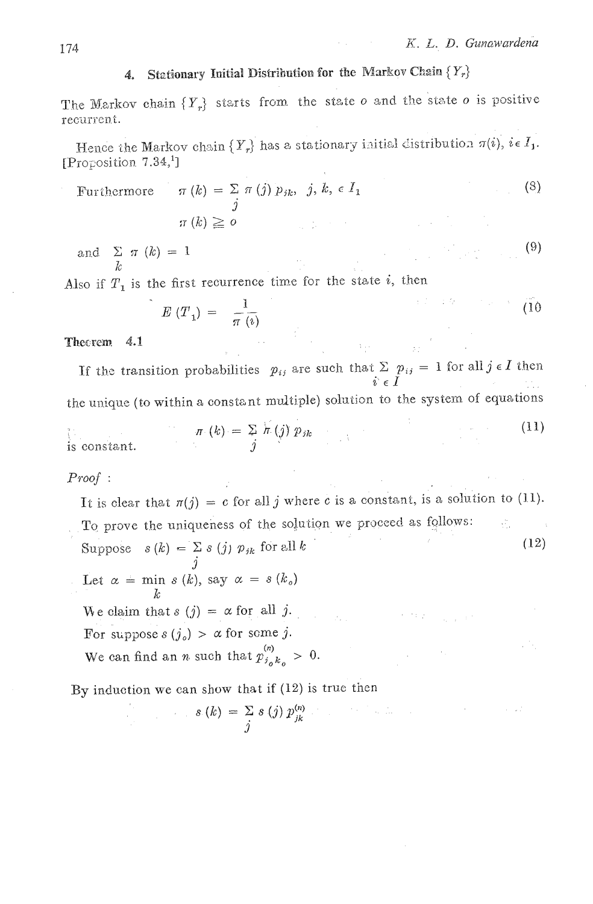## 4. Stationary Initial Distribution for the Markov Chain $\{Y_r\}$

The Markov chain $\{Y_r\}$ starts from the state $o$ and the state $o$ is positive recurrent.

Hence the Markov chain $\{Y_r\}$ has a stationary initial distribution $\pi(i)$, $i \in I_1$. [Proposition 7.34,[1]]

Furthermore $$\pi(k) = \sum_j \pi(j)\, p_{jk}, \quad j, k, \in I_1 \tag{8}$$

$$\pi(k) \geqq o$$

and $$\sum_k \pi(k) = 1 \tag{9}$$

Also if $T_1$ is the first recurrence time for the state $i$, then

$$E(T_1) = \frac{1}{\pi(i)} \tag{10}$$

**Theorem 4.1**

If the transition probabilities $p_{ij}$ are such that $\sum_{i \in I} p_{ij} = 1$ for all $j \in I$ then the unique (to within a constant multiple) solution to the system of equations

$$\pi(k) = \sum_j \pi(j)\, p_{jk} \tag{11}$$

is constant.

*Proof* :

It is clear that $\pi(j) = c$ for all $j$ where $c$ is a constant, is a solution to (11).

To prove the uniqueness of the solution we proceed as follows:

Suppose $$s(k) = \sum_j s(j)\, p_{jk} \text{ for all } k \tag{12}$$

Let $\alpha = \min_k s(k)$, say $\alpha = s(k_o)$

We claim that $s(j) = \alpha$ for all $j$.

For suppose $s(j_o) > \alpha$ for some $j$.

We can find an $n$ such that $p^{(n)}_{j_o k_o} > 0$.

By induction we can show that if (12) is true then

$$s(k) = \sum_j s(j)\, p^{(n)}_{jk}$$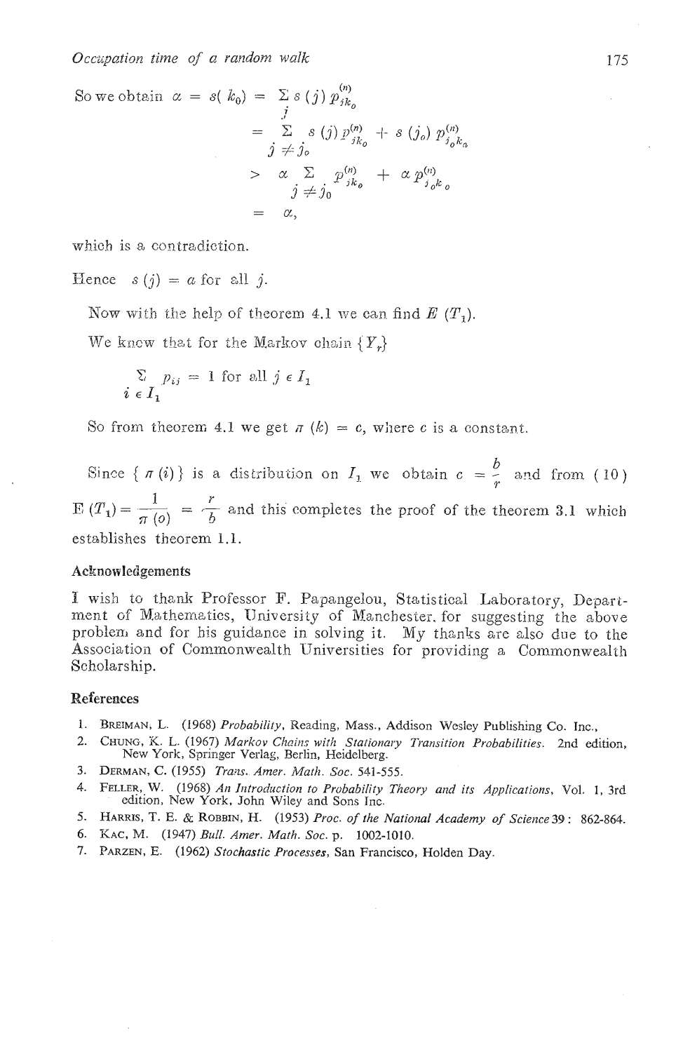So we obtain

$$\alpha = s(k_0) = \sum_j s(j)\, p^{(n)}_{jk_0}$$

$$= \sum_{j \neq j_0} s(j)\, p^{(n)}_{jk_0} + s(j_0)\, p^{(n)}_{j_0 k_0}$$

$$> \alpha \sum_{j \neq j_0} p^{(n)}_{jk_0} + \alpha\, p^{(n)}_{j_0 k_0}$$

$$= \alpha,$$

which is a contradiction.

Hence $s(j) = a$ for all $j$.

Now with the help of theorem 4.1 we can find $E(T_1)$.

We know that for the Markov chain $\{Y_r\}$

$$\sum_{i \in I_1} p_{ij} = 1 \text{ for all } j \in I_1$$

So from theorem 4.1 we get $\pi(k) = c$, where $c$ is a constant.

Since $\{\pi(i)\}$ is a distribution on $I_1$ we obtain $c = \frac{b}{r}$ and from (10) $E(T_1) = \frac{1}{\pi(o)} = \frac{r}{b}$ and this completes the proof of the theorem 3.1 which establishes theorem 1.1.

## Acknowledgements

I wish to thank Professor F. Papangelou, Statistical Laboratory, Department of Mathematics, University of Manchester, for suggesting the above problem and for his guidance in solving it. My thanks are also due to the Association of Commonwealth Universities for providing a Commonwealth Scholarship.

## References

1. BREIMAN, L. (1968) *Probability*, Reading, Mass., Addison Wesley Publishing Co. Inc.,
2. CHUNG, K. L. (1967) *Markov Chains with Stationary Transition Probabilities*. 2nd edition, New York, Springer Verlag, Berlin, Heidelberg.
3. DERMAN, C. (1955) *Trans. Amer. Math. Soc.* 541-555.
4. FELLER, W. (1968) *An Introduction to Probability Theory and its Applications*, Vol. 1, 3rd edition, New York, John Wiley and Sons Inc.
5. HARRIS, T. E. & ROBBIN, H. (1953) *Proc. of the National Academy of Science* 39 : 862-864.
6. KAC, M. (1947) *Bull. Amer. Math. Soc.* p. 1002-1010.
7. PARZEN, E. (1962) *Stochastic Processes*, San Francisco, Holden Day.